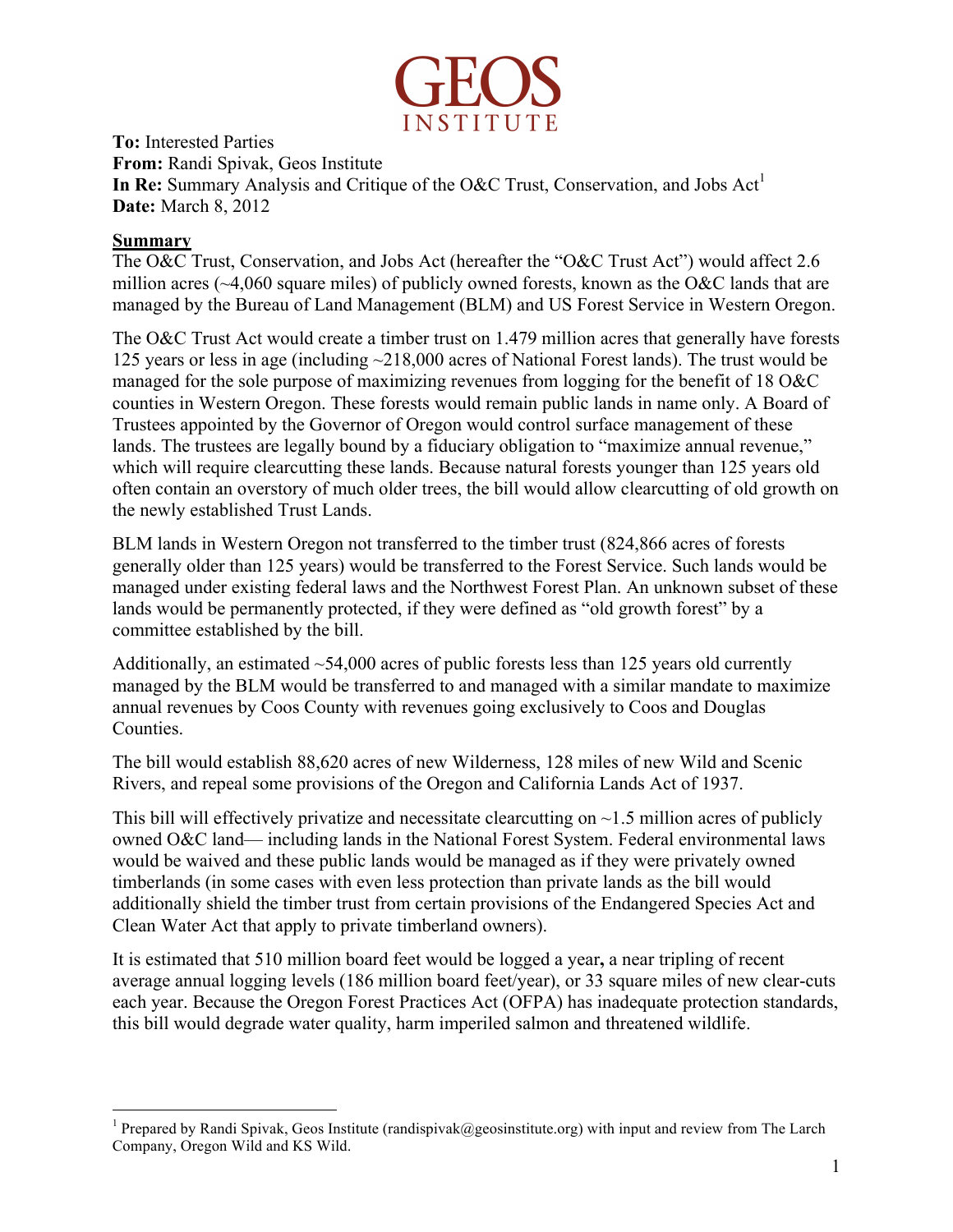# GEOS INSTITUTE

**To:** Interested Parties
**From:** Randi Spivak, Geos Institute
**In Re:** Summary Analysis and Critique of the O&C Trust, Conservation, and Jobs Act[1]
**Date:** March 8, 2012

**Summary**

The O&C Trust, Conservation, and Jobs Act (hereafter the "O&C Trust Act") would affect 2.6 million acres (~4,060 square miles) of publicly owned forests, known as the O&C lands that are managed by the Bureau of Land Management (BLM) and US Forest Service in Western Oregon.

The O&C Trust Act would create a timber trust on 1.479 million acres that generally have forests 125 years or less in age (including ~218,000 acres of National Forest lands). The trust would be managed for the sole purpose of maximizing revenues from logging for the benefit of 18 O&C counties in Western Oregon. These forests would remain public lands in name only. A Board of Trustees appointed by the Governor of Oregon would control surface management of these lands. The trustees are legally bound by a fiduciary obligation to "maximize annual revenue," which will require clearcutting these lands. Because natural forests younger than 125 years old often contain an overstory of much older trees, the bill would allow clearcutting of old growth on the newly established Trust Lands.

BLM lands in Western Oregon not transferred to the timber trust (824,866 acres of forests generally older than 125 years) would be transferred to the Forest Service. Such lands would be managed under existing federal laws and the Northwest Forest Plan. An unknown subset of these lands would be permanently protected, if they were defined as "old growth forest" by a committee established by the bill.

Additionally, an estimated ~54,000 acres of public forests less than 125 years old currently managed by the BLM would be transferred to and managed with a similar mandate to maximize annual revenues by Coos County with revenues going exclusively to Coos and Douglas Counties.

The bill would establish 88,620 acres of new Wilderness, 128 miles of new Wild and Scenic Rivers, and repeal some provisions of the Oregon and California Lands Act of 1937.

This bill will effectively privatize and necessitate clearcutting on ~1.5 million acres of publicly owned O&C land— including lands in the National Forest System. Federal environmental laws would be waived and these public lands would be managed as if they were privately owned timberlands (in some cases with even less protection than private lands as the bill would additionally shield the timber trust from certain provisions of the Endangered Species Act and Clean Water Act that apply to private timberland owners).

It is estimated that 510 million board feet would be logged a year**,** a near tripling of recent average annual logging levels (186 million board feet/year), or 33 square miles of new clear-cuts each year. Because the Oregon Forest Practices Act (OFPA) has inadequate protection standards, this bill would degrade water quality, harm imperiled salmon and threatened wildlife.

---

[1] Prepared by Randi Spivak, Geos Institute (randispivak@geosinstitute.org) with input and review from The Larch Company, Oregon Wild and KS Wild.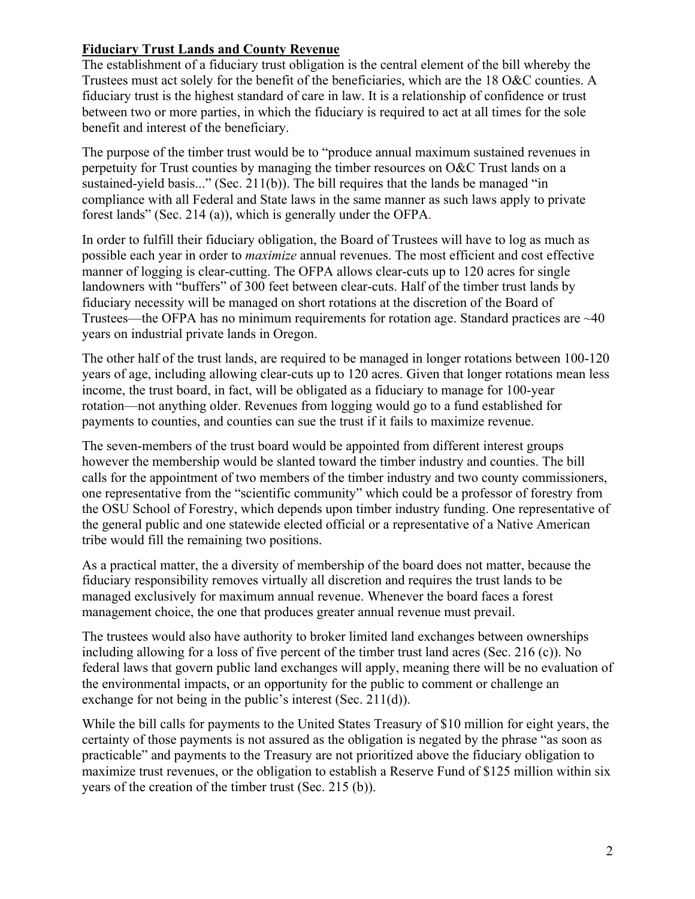**Fiduciary Trust Lands and County Revenue**

The establishment of a fiduciary trust obligation is the central element of the bill whereby the Trustees must act solely for the benefit of the beneficiaries, which are the 18 O&C counties. A fiduciary trust is the highest standard of care in law. It is a relationship of confidence or trust between two or more parties, in which the fiduciary is required to act at all times for the sole benefit and interest of the beneficiary.

The purpose of the timber trust would be to "produce annual maximum sustained revenues in perpetuity for Trust counties by managing the timber resources on O&C Trust lands on a sustained-yield basis..." (Sec. 211(b)). The bill requires that the lands be managed "in compliance with all Federal and State laws in the same manner as such laws apply to private forest lands" (Sec. 214 (a)), which is generally under the OFPA.

In order to fulfill their fiduciary obligation, the Board of Trustees will have to log as much as possible each year in order to *maximize* annual revenues. The most efficient and cost effective manner of logging is clear-cutting. The OFPA allows clear-cuts up to 120 acres for single landowners with "buffers" of 300 feet between clear-cuts. Half of the timber trust lands by fiduciary necessity will be managed on short rotations at the discretion of the Board of Trustees—the OFPA has no minimum requirements for rotation age. Standard practices are ~40 years on industrial private lands in Oregon.

The other half of the trust lands, are required to be managed in longer rotations between 100-120 years of age, including allowing clear-cuts up to 120 acres. Given that longer rotations mean less income, the trust board, in fact, will be obligated as a fiduciary to manage for 100-year rotation—not anything older. Revenues from logging would go to a fund established for payments to counties, and counties can sue the trust if it fails to maximize revenue.

The seven-members of the trust board would be appointed from different interest groups however the membership would be slanted toward the timber industry and counties. The bill calls for the appointment of two members of the timber industry and two county commissioners, one representative from the "scientific community" which could be a professor of forestry from the OSU School of Forestry, which depends upon timber industry funding. One representative of the general public and one statewide elected official or a representative of a Native American tribe would fill the remaining two positions.

As a practical matter, the a diversity of membership of the board does not matter, because the fiduciary responsibility removes virtually all discretion and requires the trust lands to be managed exclusively for maximum annual revenue. Whenever the board faces a forest management choice, the one that produces greater annual revenue must prevail.

The trustees would also have authority to broker limited land exchanges between ownerships including allowing for a loss of five percent of the timber trust land acres (Sec. 216 (c)). No federal laws that govern public land exchanges will apply, meaning there will be no evaluation of the environmental impacts, or an opportunity for the public to comment or challenge an exchange for not being in the public's interest (Sec. 211(d)).

While the bill calls for payments to the United States Treasury of $10 million for eight years, the certainty of those payments is not assured as the obligation is negated by the phrase "as soon as practicable" and payments to the Treasury are not prioritized above the fiduciary obligation to maximize trust revenues, or the obligation to establish a Reserve Fund of $125 million within six years of the creation of the timber trust (Sec. 215 (b)).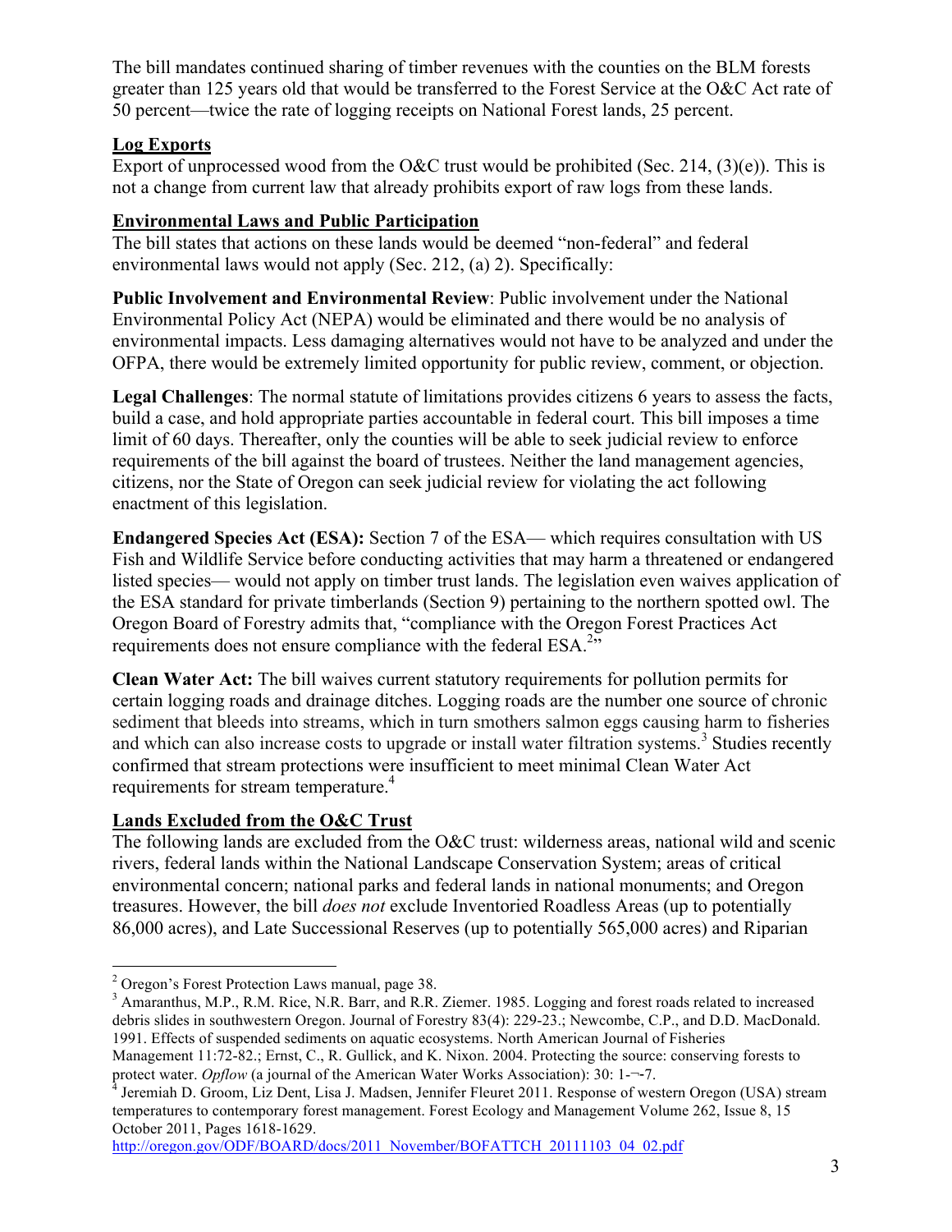The bill mandates continued sharing of timber revenues with the counties on the BLM forests greater than 125 years old that would be transferred to the Forest Service at the O&C Act rate of 50 percent—twice the rate of logging receipts on National Forest lands, 25 percent.

## Log Exports

Export of unprocessed wood from the O&C trust would be prohibited (Sec. 214, (3)(e)). This is not a change from current law that already prohibits export of raw logs from these lands.

## Environmental Laws and Public Participation

The bill states that actions on these lands would be deemed "non-federal" and federal environmental laws would not apply (Sec. 212, (a) 2). Specifically:

**Public Involvement and Environmental Review**: Public involvement under the National Environmental Policy Act (NEPA) would be eliminated and there would be no analysis of environmental impacts. Less damaging alternatives would not have to be analyzed and under the OFPA, there would be extremely limited opportunity for public review, comment, or objection.

**Legal Challenges**: The normal statute of limitations provides citizens 6 years to assess the facts, build a case, and hold appropriate parties accountable in federal court. This bill imposes a time limit of 60 days. Thereafter, only the counties will be able to seek judicial review to enforce requirements of the bill against the board of trustees. Neither the land management agencies, citizens, nor the State of Oregon can seek judicial review for violating the act following enactment of this legislation.

**Endangered Species Act (ESA):** Section 7 of the ESA— which requires consultation with US Fish and Wildlife Service before conducting activities that may harm a threatened or endangered listed species— would not apply on timber trust lands. The legislation even waives application of the ESA standard for private timberlands (Section 9) pertaining to the northern spotted owl. The Oregon Board of Forestry admits that, "compliance with the Oregon Forest Practices Act requirements does not ensure compliance with the federal ESA.[2]"

**Clean Water Act:** The bill waives current statutory requirements for pollution permits for certain logging roads and drainage ditches. Logging roads are the number one source of chronic sediment that bleeds into streams, which in turn smothers salmon eggs causing harm to fisheries and which can also increase costs to upgrade or install water filtration systems.[3] Studies recently confirmed that stream protections were insufficient to meet minimal Clean Water Act requirements for stream temperature.[4]

## Lands Excluded from the O&C Trust

The following lands are excluded from the O&C trust: wilderness areas, national wild and scenic rivers, federal lands within the National Landscape Conservation System; areas of critical environmental concern; national parks and federal lands in national monuments; and Oregon treasures. However, the bill *does not* exclude Inventoried Roadless Areas (up to potentially 86,000 acres), and Late Successional Reserves (up to potentially 565,000 acres) and Riparian

---

[2] Oregon's Forest Protection Laws manual, page 38.

[3] Amaranthus, M.P., R.M. Rice, N.R. Barr, and R.R. Ziemer. 1985. Logging and forest roads related to increased debris slides in southwestern Oregon. Journal of Forestry 83(4): 229-23.; Newcombe, C.P., and D.D. MacDonald. 1991. Effects of suspended sediments on aquatic ecosystems. North American Journal of Fisheries Management 11:72-82.; Ernst, C., R. Gullick, and K. Nixon. 2004. Protecting the source: conserving forests to protect water. *Opflow* (a journal of the American Water Works Association): 30: 1-¬-7.

[4] Jeremiah D. Groom, Liz Dent, Lisa J. Madsen, Jennifer Fleuret 2011. Response of western Oregon (USA) stream temperatures to contemporary forest management. Forest Ecology and Management Volume 262, Issue 8, 15 October 2011, Pages 1618-1629.
http://oregon.gov/ODF/BOARD/docs/2011_November/BOFATTCH_20111103_04_02.pdf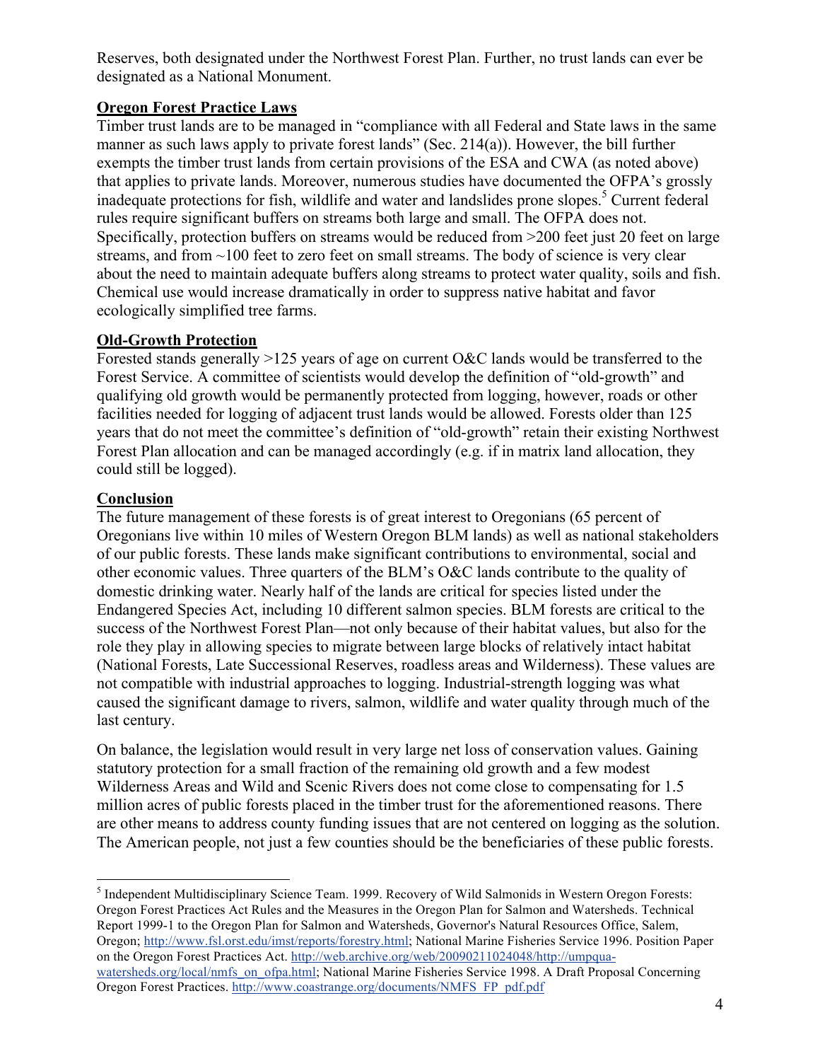Reserves, both designated under the Northwest Forest Plan. Further, no trust lands can ever be designated as a National Monument.

**Oregon Forest Practice Laws**

Timber trust lands are to be managed in "compliance with all Federal and State laws in the same manner as such laws apply to private forest lands" (Sec. 214(a)). However, the bill further exempts the timber trust lands from certain provisions of the ESA and CWA (as noted above) that applies to private lands. Moreover, numerous studies have documented the OFPA's grossly inadequate protections for fish, wildlife and water and landslides prone slopes.[5] Current federal rules require significant buffers on streams both large and small. The OFPA does not. Specifically, protection buffers on streams would be reduced from >200 feet just 20 feet on large streams, and from ~100 feet to zero feet on small streams. The body of science is very clear about the need to maintain adequate buffers along streams to protect water quality, soils and fish. Chemical use would increase dramatically in order to suppress native habitat and favor ecologically simplified tree farms.

**Old-Growth Protection**

Forested stands generally >125 years of age on current O&C lands would be transferred to the Forest Service. A committee of scientists would develop the definition of "old-growth" and qualifying old growth would be permanently protected from logging, however, roads or other facilities needed for logging of adjacent trust lands would be allowed. Forests older than 125 years that do not meet the committee's definition of "old-growth" retain their existing Northwest Forest Plan allocation and can be managed accordingly (e.g. if in matrix land allocation, they could still be logged).

**Conclusion**

The future management of these forests is of great interest to Oregonians (65 percent of Oregonians live within 10 miles of Western Oregon BLM lands) as well as national stakeholders of our public forests. These lands make significant contributions to environmental, social and other economic values. Three quarters of the BLM's O&C lands contribute to the quality of domestic drinking water. Nearly half of the lands are critical for species listed under the Endangered Species Act, including 10 different salmon species. BLM forests are critical to the success of the Northwest Forest Plan—not only because of their habitat values, but also for the role they play in allowing species to migrate between large blocks of relatively intact habitat (National Forests, Late Successional Reserves, roadless areas and Wilderness). These values are not compatible with industrial approaches to logging. Industrial-strength logging was what caused the significant damage to rivers, salmon, wildlife and water quality through much of the last century.

On balance, the legislation would result in very large net loss of conservation values. Gaining statutory protection for a small fraction of the remaining old growth and a few modest Wilderness Areas and Wild and Scenic Rivers does not come close to compensating for 1.5 million acres of public forests placed in the timber trust for the aforementioned reasons. There are other means to address county funding issues that are not centered on logging as the solution. The American people, not just a few counties should be the beneficiaries of these public forests.

---

[5] Independent Multidisciplinary Science Team. 1999. Recovery of Wild Salmonids in Western Oregon Forests: Oregon Forest Practices Act Rules and the Measures in the Oregon Plan for Salmon and Watersheds. Technical Report 1999-1 to the Oregon Plan for Salmon and Watersheds, Governor's Natural Resources Office, Salem, Oregon; http://www.fsl.orst.edu/imst/reports/forestry.html; National Marine Fisheries Service 1996. Position Paper on the Oregon Forest Practices Act. http://web.archive.org/web/20090211024048/http://umpqua-watersheds.org/local/nmfs_on_ofpa.html; National Marine Fisheries Service 1998. A Draft Proposal Concerning Oregon Forest Practices. http://www.coastrange.org/documents/NMFS_FP_pdf.pdf